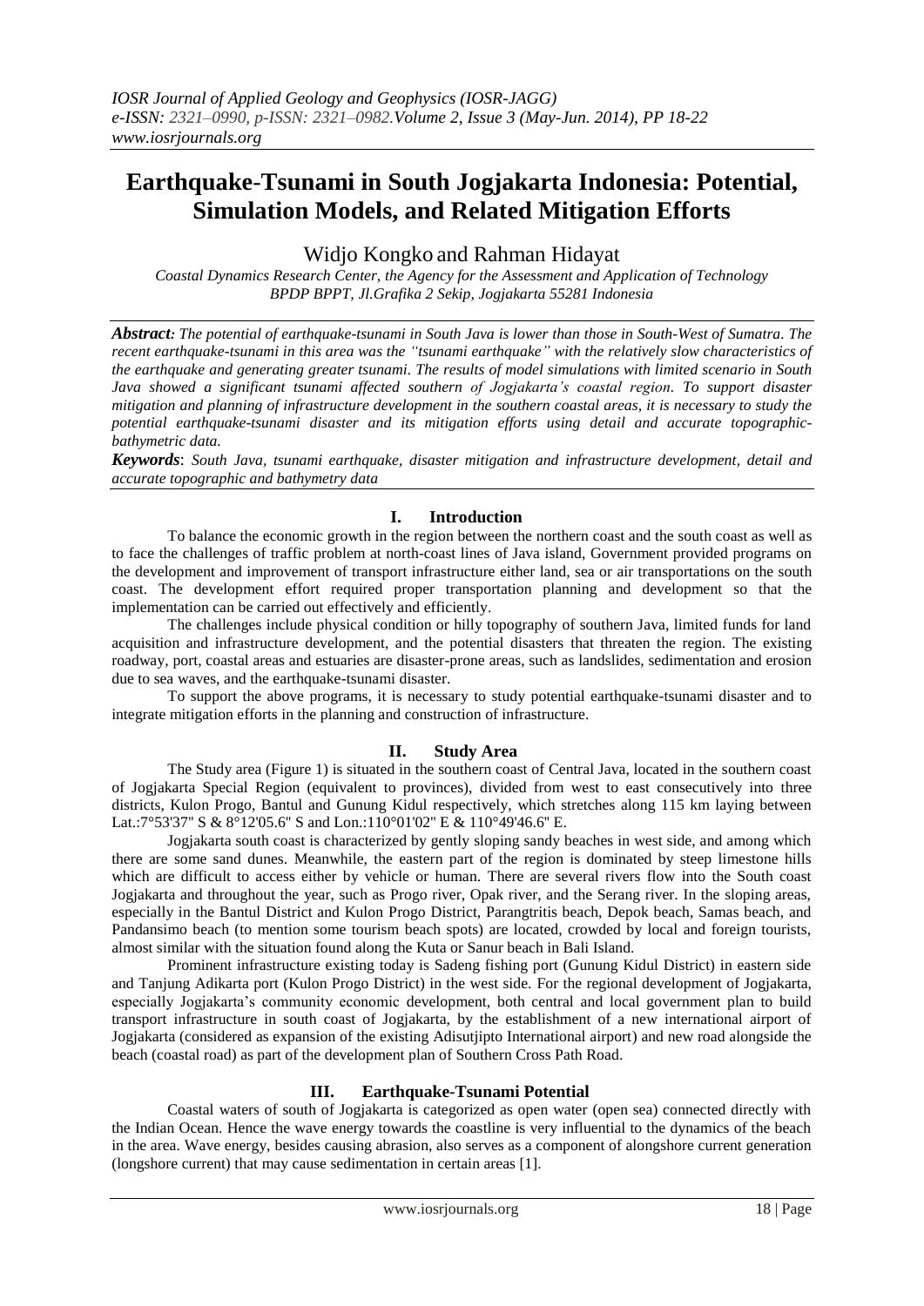# Earthquake-Tsunami in South Jogjakarta Indonesia: Potential, Simulation Models, and Related Mitigation Efforts

Widjo Kongko and Rahman Hidayat

*Coastal Dynamics Research Center, the Agency for the Assessment and Application of Technology BPDP BPPT, Jl.Grafika 2 Sekip, Jogjakarta 55281 Indonesia*

***Abstract:*** *The potential of earthquake-tsunami in South Java is lower than those in South-West of Sumatra. The recent earthquake-tsunami in this area was the "tsunami earthquake" with the relatively slow characteristics of the earthquake and generating greater tsunami. The results of model simulations with limited scenario in South Java showed a significant tsunami affected southern of Jogjakarta's coastal region. To support disaster mitigation and planning of infrastructure development in the southern coastal areas, it is necessary to study the potential earthquake-tsunami disaster and its mitigation efforts using detail and accurate topographic-bathymetric data.*

***Keywords***: *South Java, tsunami earthquake, disaster mitigation and infrastructure development, detail and accurate topographic and bathymetry data*

## I. Introduction

To balance the economic growth in the region between the northern coast and the south coast as well as to face the challenges of traffic problem at north-coast lines of Java island, Government provided programs on the development and improvement of transport infrastructure either land, sea or air transportations on the south coast. The development effort required proper transportation planning and development so that the implementation can be carried out effectively and efficiently.

The challenges include physical condition or hilly topography of southern Java, limited funds for land acquisition and infrastructure development, and the potential disasters that threaten the region. The existing roadway, port, coastal areas and estuaries are disaster-prone areas, such as landslides, sedimentation and erosion due to sea waves, and the earthquake-tsunami disaster.

To support the above programs, it is necessary to study potential earthquake-tsunami disaster and to integrate mitigation efforts in the planning and construction of infrastructure.

## II. Study Area

The Study area (Figure 1) is situated in the southern coast of Central Java, located in the southern coast of Jogjakarta Special Region (equivalent to provinces), divided from west to east consecutively into three districts, Kulon Progo, Bantul and Gunung Kidul respectively, which stretches along 115 km laying between Lat.:7°53'37" S & 8°12'05.6" S and Lon.:110°01'02" E & 110°49'46.6" E.

Jogjakarta south coast is characterized by gently sloping sandy beaches in west side, and among which there are some sand dunes. Meanwhile, the eastern part of the region is dominated by steep limestone hills which are difficult to access either by vehicle or human. There are several rivers flow into the South coast Jogjakarta and throughout the year, such as Progo river, Opak river, and the Serang river. In the sloping areas, especially in the Bantul District and Kulon Progo District, Parangtritis beach, Depok beach, Samas beach, and Pandansimo beach (to mention some tourism beach spots) are located, crowded by local and foreign tourists, almost similar with the situation found along the Kuta or Sanur beach in Bali Island.

Prominent infrastructure existing today is Sadeng fishing port (Gunung Kidul District) in eastern side and Tanjung Adikarta port (Kulon Progo District) in the west side. For the regional development of Jogjakarta, especially Jogjakarta's community economic development, both central and local government plan to build transport infrastructure in south coast of Jogjakarta, by the establishment of a new international airport of Jogjakarta (considered as expansion of the existing Adisutjipto International airport) and new road alongside the beach (coastal road) as part of the development plan of Southern Cross Path Road.

## III. Earthquake-Tsunami Potential

Coastal waters of south of Jogjakarta is categorized as open water (open sea) connected directly with the Indian Ocean. Hence the wave energy towards the coastline is very influential to the dynamics of the beach in the area. Wave energy, besides causing abrasion, also serves as a component of alongshore current generation (longshore current) that may cause sedimentation in certain areas [1].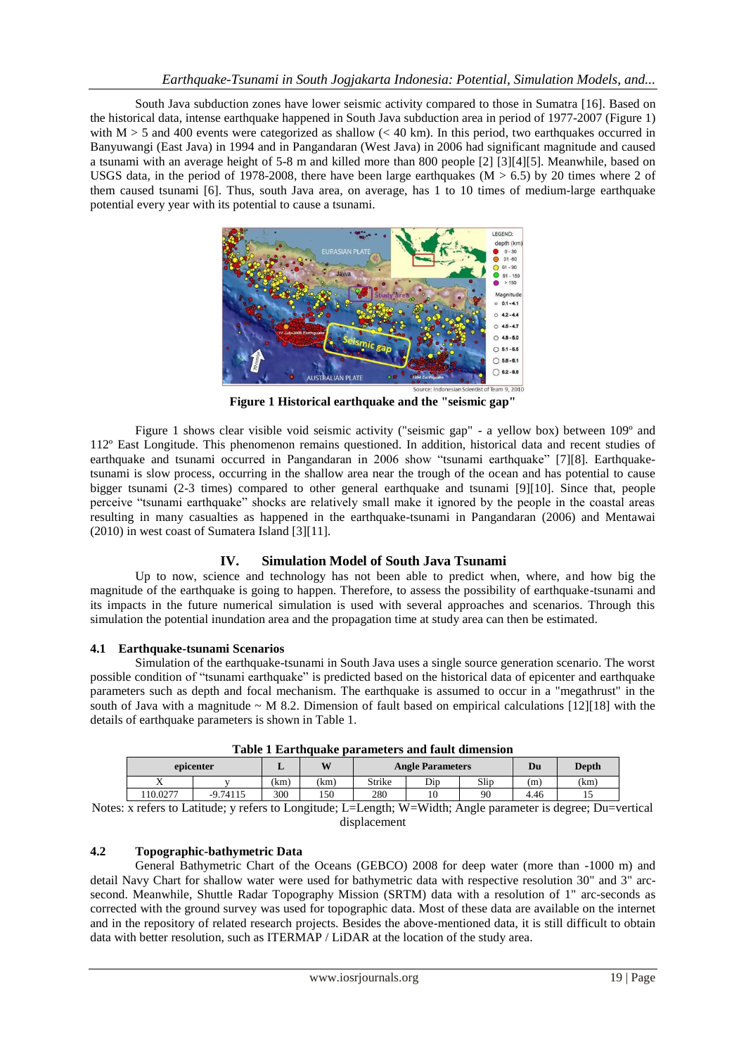South Java subduction zones have lower seismic activity compared to those in Sumatra [16]. Based on the historical data, intense earthquake happened in South Java subduction area in period of 1977-2007 (Figure 1) with M > 5 and 400 events were categorized as shallow (< 40 km). In this period, two earthquakes occurred in Banyuwangi (East Java) in 1994 and in Pangandaran (West Java) in 2006 had significant magnitude and caused a tsunami with an average height of 5-8 m and killed more than 800 people [2] [3][4][5]. Meanwhile, based on USGS data, in the period of 1978-2008, there have been large earthquakes (M > 6.5) by 20 times where 2 of them caused tsunami [6]. Thus, south Java area, on average, has 1 to 10 times of medium-large earthquake potential every year with its potential to cause a tsunami.

**Figure 1 Historical earthquake and the "seismic gap"**

Figure 1 shows clear visible void seismic activity ("seismic gap" - a yellow box) between 109º and 112º East Longitude. This phenomenon remains questioned. In addition, historical data and recent studies of earthquake and tsunami occurred in Pangandaran in 2006 show "tsunami earthquake" [7][8]. Earthquake-tsunami is slow process, occurring in the shallow area near the trough of the ocean and has potential to cause bigger tsunami (2-3 times) compared to other general earthquake and tsunami [9][10]. Since that, people perceive "tsunami earthquake" shocks are relatively small make it ignored by the people in the coastal areas resulting in many casualties as happened in the earthquake-tsunami in Pangandaran (2006) and Mentawai (2010) in west coast of Sumatera Island [3][11].

## IV. Simulation Model of South Java Tsunami

Up to now, science and technology has not been able to predict when, where, and how big the magnitude of the earthquake is going to happen. Therefore, to assess the possibility of earthquake-tsunami and its impacts in the future numerical simulation is used with several approaches and scenarios. Through this simulation the potential inundation area and the propagation time at study area can then be estimated.

### 4.1 Earthquake-tsunami Scenarios

Simulation of the earthquake-tsunami in South Java uses a single source generation scenario. The worst possible condition of "tsunami earthquake" is predicted based on the historical data of epicenter and earthquake parameters such as depth and focal mechanism. The earthquake is assumed to occur in a "megathrust" in the south of Java with a magnitude ~ M 8.2. Dimension of fault based on empirical calculations [12][18] with the details of earthquake parameters is shown in Table 1.

**Table 1 Earthquake parameters and fault dimension**

| epicenter | | L | W | Angle Parameters | | | Du | Depth |
|---|---|---|---|---|---|---|---|---|
| X | y | (km) | (km) | Strike | Dip | Slip | (m) | (km) |
| 110.0277 | -9.74115 | 300 | 150 | 280 | 10 | 90 | 4.46 | 15 |

Notes: x refers to Latitude; y refers to Longitude; L=Length; W=Width; Angle parameter is degree; Du=vertical displacement

### 4.2 Topographic-bathymetric Data

General Bathymetric Chart of the Oceans (GEBCO) 2008 for deep water (more than -1000 m) and detail Navy Chart for shallow water were used for bathymetric data with respective resolution 30" and 3" arc-second. Meanwhile, Shuttle Radar Topography Mission (SRTM) data with a resolution of 1" arc-seconds as corrected with the ground survey was used for topographic data. Most of these data are available on the internet and in the repository of related research projects. Besides the above-mentioned data, it is still difficult to obtain data with better resolution, such as ITERMAP / LiDAR at the location of the study area.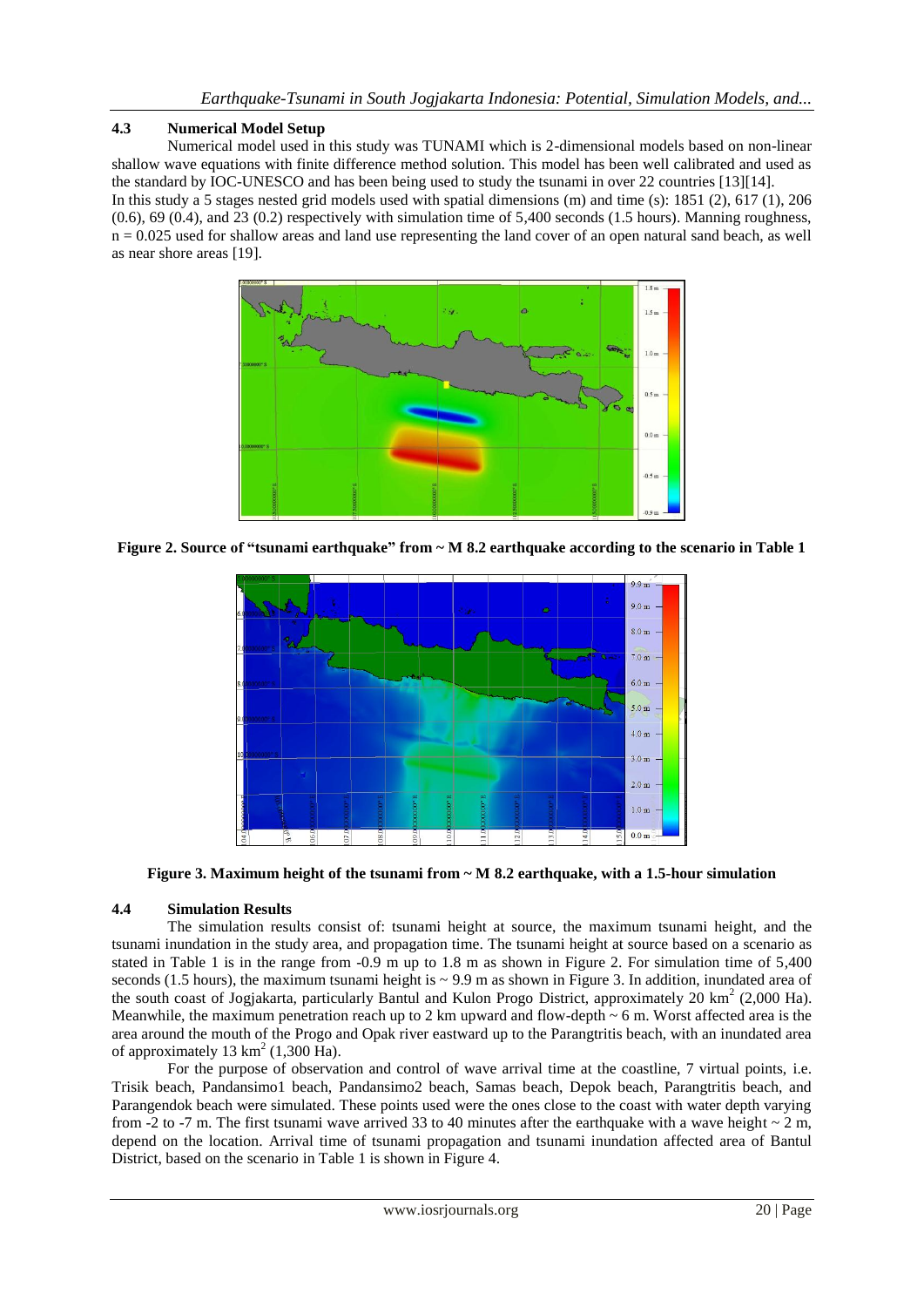### 4.3 Numerical Model Setup

Numerical model used in this study was TUNAMI which is 2-dimensional models based on non-linear shallow wave equations with finite difference method solution. This model has been well calibrated and used as the standard by IOC-UNESCO and has been being used to study the tsunami in over 22 countries [13][14].
In this study a 5 stages nested grid models used with spatial dimensions (m) and time (s): 1851 (2), 617 (1), 206 (0.6), 69 (0.4), and 23 (0.2) respectively with simulation time of 5,400 seconds (1.5 hours). Manning roughness, n = 0.025 used for shallow areas and land use representing the land cover of an open natural sand beach, as well as near shore areas [19].

**Figure 2. Source of "tsunami earthquake" from ~ M 8.2 earthquake according to the scenario in Table 1**

**Figure 3. Maximum height of the tsunami from ~ M 8.2 earthquake, with a 1.5-hour simulation**

### 4.4 Simulation Results

The simulation results consist of: tsunami height at source, the maximum tsunami height, and the tsunami inundation in the study area, and propagation time. The tsunami height at source based on a scenario as stated in Table 1 is in the range from -0.9 m up to 1.8 m as shown in Figure 2. For simulation time of 5,400 seconds (1.5 hours), the maximum tsunami height is ~ 9.9 m as shown in Figure 3. In addition, inundated area of the south coast of Jogjakarta, particularly Bantul and Kulon Progo District, approximately 20 km$^2$ (2,000 Ha). Meanwhile, the maximum penetration reach up to 2 km upward and flow-depth ~ 6 m. Worst affected area is the area around the mouth of the Progo and Opak river eastward up to the Parangtritis beach, with an inundated area of approximately 13 km$^2$ (1,300 Ha).

For the purpose of observation and control of wave arrival time at the coastline, 7 virtual points, i.e. Trisik beach, Pandansimo1 beach, Pandansimo2 beach, Samas beach, Depok beach, Parangtritis beach, and Parangendok beach were simulated. These points used were the ones close to the coast with water depth varying from -2 to -7 m. The first tsunami wave arrived 33 to 40 minutes after the earthquake with a wave height ~ 2 m, depend on the location. Arrival time of tsunami propagation and tsunami inundation affected area of Bantul District, based on the scenario in Table 1 is shown in Figure 4.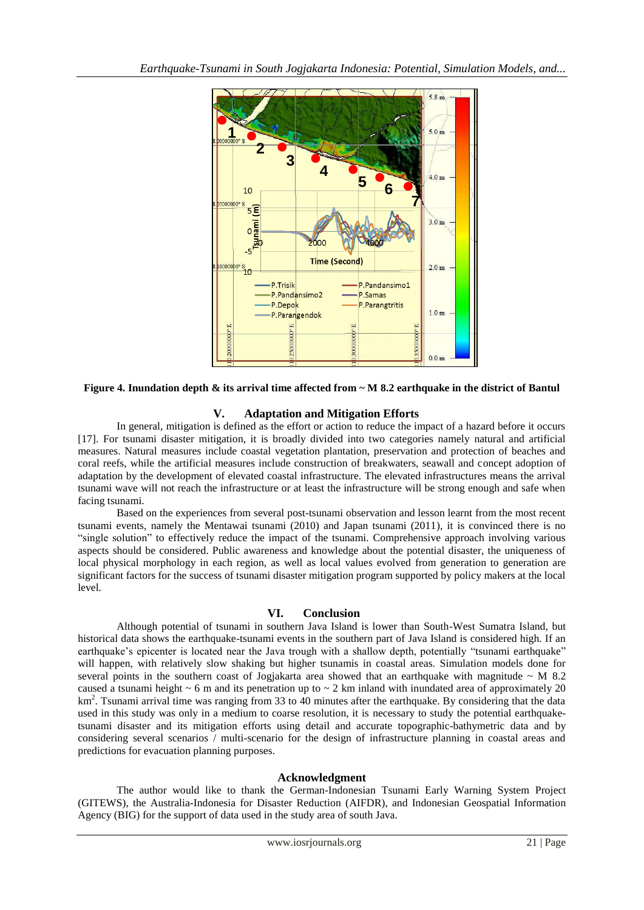**Figure 4. Inundation depth & its arrival time affected from ~ M 8.2 earthquake in the district of Bantul**

## V. Adaptation and Mitigation Efforts

In general, mitigation is defined as the effort or action to reduce the impact of a hazard before it occurs [17]. For tsunami disaster mitigation, it is broadly divided into two categories namely natural and artificial measures. Natural measures include coastal vegetation plantation, preservation and protection of beaches and coral reefs, while the artificial measures include construction of breakwaters, seawall and concept adoption of adaptation by the development of elevated coastal infrastructure. The elevated infrastructures means the arrival tsunami wave will not reach the infrastructure or at least the infrastructure will be strong enough and safe when facing tsunami.

Based on the experiences from several post-tsunami observation and lesson learnt from the most recent tsunami events, namely the Mentawai tsunami (2010) and Japan tsunami (2011), it is convinced there is no "single solution" to effectively reduce the impact of the tsunami. Comprehensive approach involving various aspects should be considered. Public awareness and knowledge about the potential disaster, the uniqueness of local physical morphology in each region, as well as local values evolved from generation to generation are significant factors for the success of tsunami disaster mitigation program supported by policy makers at the local level.

## VI. Conclusion

Although potential of tsunami in southern Java Island is lower than South-West Sumatra Island, but historical data shows the earthquake-tsunami events in the southern part of Java Island is considered high. If an earthquake's epicenter is located near the Java trough with a shallow depth, potentially "tsunami earthquake" will happen, with relatively slow shaking but higher tsunamis in coastal areas. Simulation models done for several points in the southern coast of Jogjakarta area showed that an earthquake with magnitude ~ M 8.2 caused a tsunami height ~ 6 m and its penetration up to ~ 2 km inland with inundated area of approximately 20 km$^2$. Tsunami arrival time was ranging from 33 to 40 minutes after the earthquake. By considering that the data used in this study was only in a medium to coarse resolution, it is necessary to study the potential earthquake-tsunami disaster and its mitigation efforts using detail and accurate topographic-bathymetric data and by considering several scenarios / multi-scenario for the design of infrastructure planning in coastal areas and predictions for evacuation planning purposes.

## Acknowledgment

The author would like to thank the German-Indonesian Tsunami Early Warning System Project (GITEWS), the Australia-Indonesia for Disaster Reduction (AIFDR), and Indonesian Geospatial Information Agency (BIG) for the support of data used in the study area of south Java.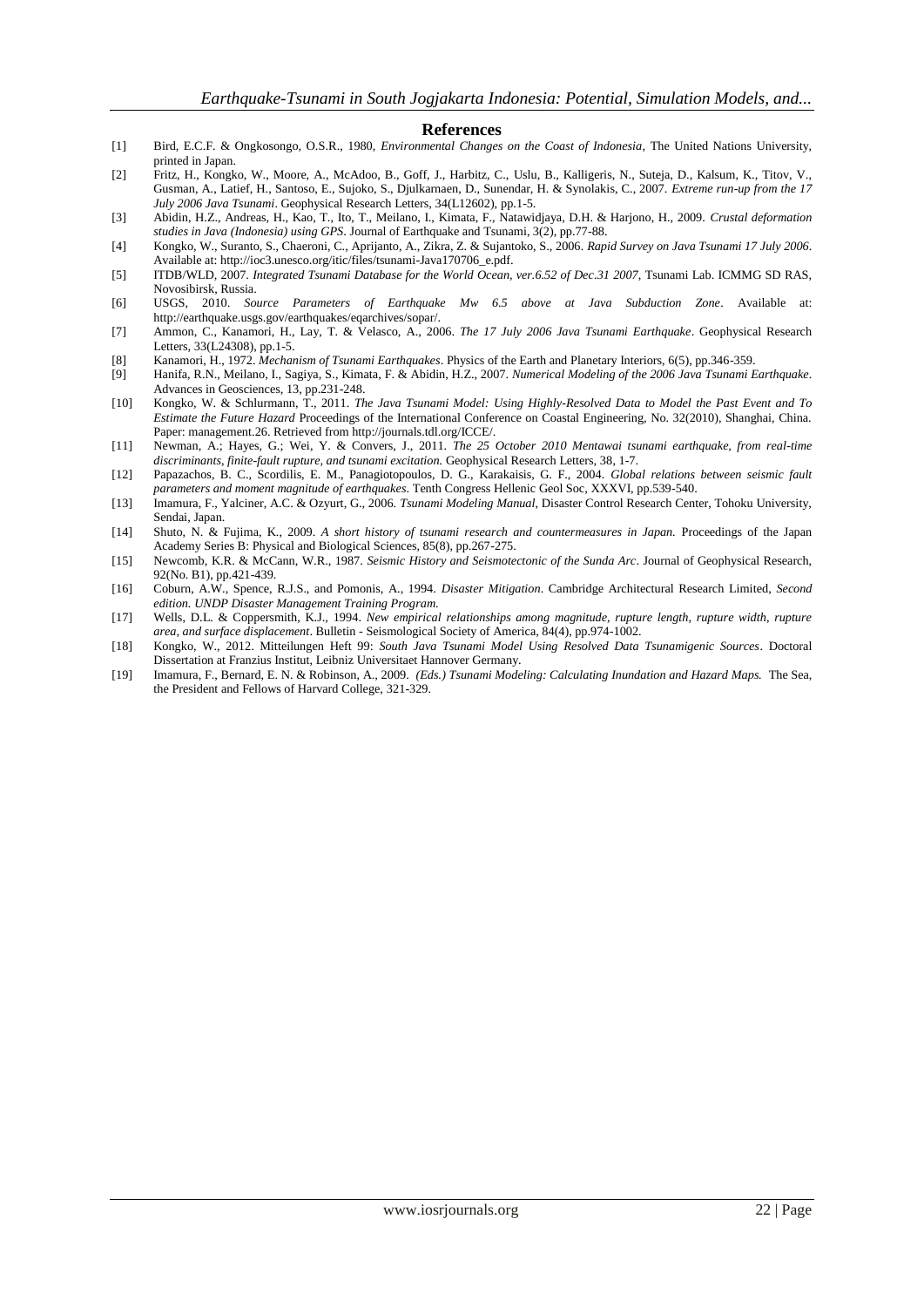## References

[1] Bird, E.C.F. & Ongkosongo, O.S.R., 1980, *Environmental Changes on the Coast of Indonesia*, The United Nations University, printed in Japan.

[2] Fritz, H., Kongko, W., Moore, A., McAdoo, B., Goff, J., Harbitz, C., Uslu, B., Kalligeris, N., Suteja, D., Kalsum, K., Titov, V., Gusman, A., Latief, H., Santoso, E., Sujoko, S., Djulkarnaen, D., Sunendar, H. & Synolakis, C., 2007. *Extreme run-up from the 17 July 2006 Java Tsunami*. Geophysical Research Letters, 34(L12602), pp.1-5.

[3] Abidin, H.Z., Andreas, H., Kao, T., Ito, T., Meilano, I., Kimata, F., Natawidjaya, D.H. & Harjono, H., 2009. *Crustal deformation studies in Java (Indonesia) using GPS*. Journal of Earthquake and Tsunami, 3(2), pp.77-88.

[4] Kongko, W., Suranto, S., Chaeroni, C., Aprijanto, A., Zikra, Z. & Sujantoko, S., 2006. *Rapid Survey on Java Tsunami 17 July 2006*. Available at: http://ioc3.unesco.org/itic/files/tsunami-Java170706_e.pdf.

[5] ITDB/WLD, 2007. *Integrated Tsunami Database for the World Ocean, ver.6.52 of Dec.31 2007*, Tsunami Lab. ICMMG SD RAS, Novosibirsk, Russia.

[6] USGS, 2010. *Source Parameters of Earthquake Mw 6.5 above at Java Subduction Zone*. Available at: http://earthquake.usgs.gov/earthquakes/eqarchives/sopar/.

[7] Ammon, C., Kanamori, H., Lay, T. & Velasco, A., 2006. *The 17 July 2006 Java Tsunami Earthquake*. Geophysical Research Letters, 33(L24308), pp.1-5.

[8] Kanamori, H., 1972. *Mechanism of Tsunami Earthquakes*. Physics of the Earth and Planetary Interiors, 6(5), pp.346-359.

[9] Hanifa, R.N., Meilano, I., Sagiya, S., Kimata, F. & Abidin, H.Z., 2007. *Numerical Modeling of the 2006 Java Tsunami Earthquake*. Advances in Geosciences, 13, pp.231-248.

[10] Kongko, W. & Schlurmann, T., 2011. *The Java Tsunami Model: Using Highly-Resolved Data to Model the Past Event and To Estimate the Future Hazard* Proceedings of the International Conference on Coastal Engineering, No. 32(2010), Shanghai, China. Paper: management.26. Retrieved from http://journals.tdl.org/ICCE/.

[11] Newman, A.; Hayes, G.; Wei, Y. & Convers, J., 2011. *The 25 October 2010 Mentawai tsunami earthquake, from real-time discriminants, finite-fault rupture, and tsunami excitation.* Geophysical Research Letters, 38, 1-7.

[12] Papazachos, B. C., Scordilis, E. M., Panagiotopoulos, D. G., Karakaisis, G. F., 2004. *Global relations between seismic fault parameters and moment magnitude of earthquakes*. Tenth Congress Hellenic Geol Soc, XXXVI, pp.539-540.

[13] Imamura, F., Yalciner, A.C. & Ozyurt, G., 2006. *Tsunami Modeling Manual*, Disaster Control Research Center, Tohoku University, Sendai, Japan.

[14] Shuto, N. & Fujima, K., 2009. *A short history of tsunami research and countermeasures in Japan.* Proceedings of the Japan Academy Series B: Physical and Biological Sciences, 85(8), pp.267-275.

[15] Newcomb, K.R. & McCann, W.R., 1987. *Seismic History and Seismotectonic of the Sunda Arc*. Journal of Geophysical Research, 92(No. B1), pp.421-439.

[16] Coburn, A.W., Spence, R.J.S., and Pomonis, A., 1994. *Disaster Mitigation*. Cambridge Architectural Research Limited, *Second edition. UNDP Disaster Management Training Program.*

[17] Wells, D.L. & Coppersmith, K.J., 1994. *New empirical relationships among magnitude, rupture length, rupture width, rupture area, and surface displacement*. Bulletin - Seismological Society of America, 84(4), pp.974-1002.

[18] Kongko, W., 2012. Mitteilungen Heft 99: *South Java Tsunami Model Using Resolved Data Tsunamigenic Sources*. Doctoral Dissertation at Franzius Institut, Leibniz Universitaet Hannover Germany.

[19] Imamura, F., Bernard, E. N. & Robinson, A., 2009. *(Eds.) Tsunami Modeling: Calculating Inundation and Hazard Maps.* The Sea, the President and Fellows of Harvard College, 321-329.